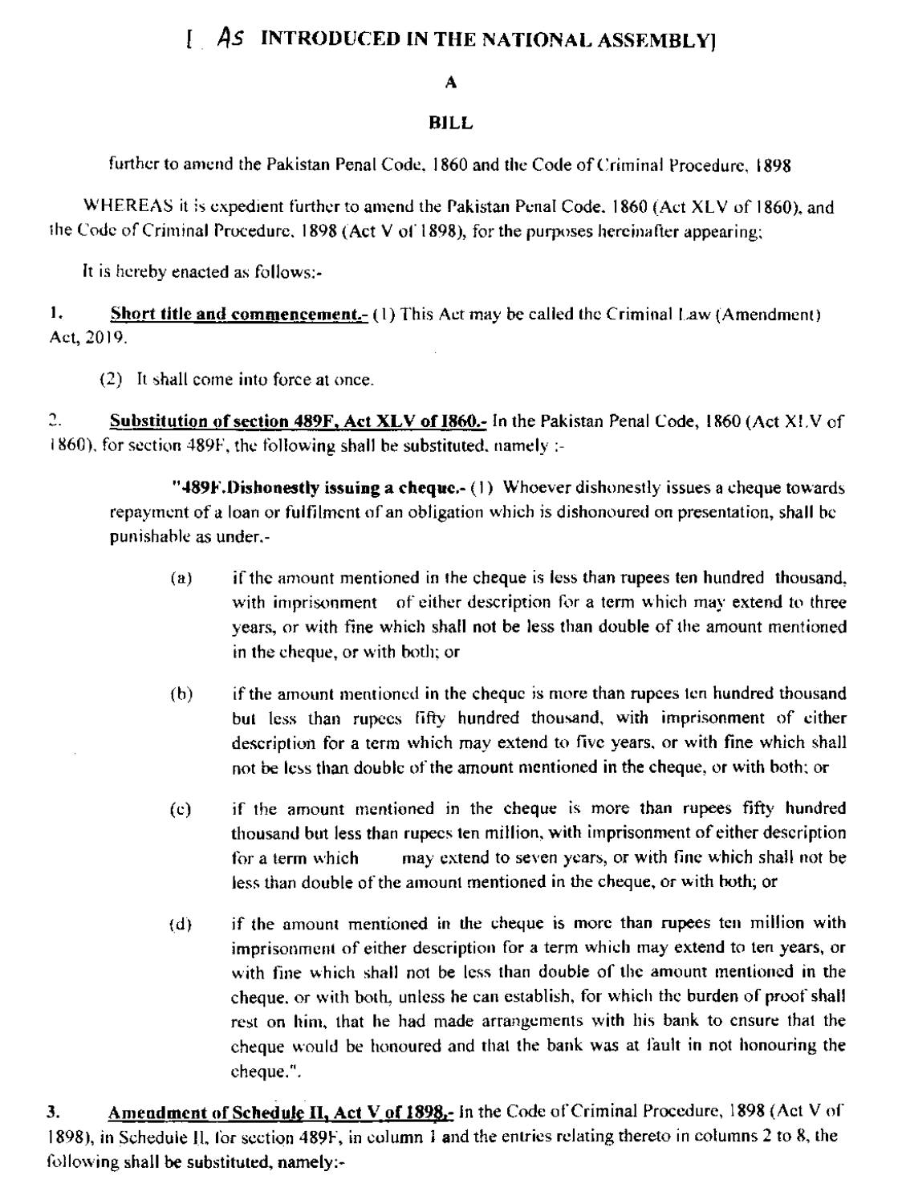# [As INTRODUCED IN THE NATIONAL ASSEMBLY]

## A

## BILL

further to amend the Pakistan Penal Code, 1860 and the Code of Criminal Procedure, 1898

WHEREAS it is expedient further to amend the Pakistan Penal Code, 1860 (Act XLV of 1860), and the Code of Criminal Procedure, 1898 (Act V of 1898), for the purposes hereinafter appearing;

It is hereby enacted as follows:-

1. **Short title and commencement.-** (1) This Act may be called the Criminal Law (Amendment) Act, 2019.

   (2) It shall come into force at once.

2. **Substitution of section 489F, Act XLV of 1860.-** In the Pakistan Penal Code, 1860 (Act XLV of 1860), for section 489F, the following shall be substituted, namely :-

   **"489F. Dishonestly issuing a cheque.-** (1) Whoever dishonestly issues a cheque towards repayment of a loan or fulfilment of an obligation which is dishonoured on presentation, shall be punishable as under,-

   (a) if the amount mentioned in the cheque is less than rupees ten hundred thousand, with imprisonment of either description for a term which may extend to three years, or with fine which shall not be less than double of the amount mentioned in the cheque, or with both; or

   (b) if the amount mentioned in the cheque is more than rupees ten hundred thousand but less than rupees fifty hundred thousand, with imprisonment of either description for a term which may extend to five years, or with fine which shall not be less than double of the amount mentioned in the cheque, or with both; or

   (c) if the amount mentioned in the cheque is more than rupees fifty hundred thousand but less than rupees ten million, with imprisonment of either description for a term which may extend to seven years, or with fine which shall not be less than double of the amount mentioned in the cheque, or with both; or

   (d) if the amount mentioned in the cheque is more than rupees ten million with imprisonment of either description for a term which may extend to ten years, or with fine which shall not be less than double of the amount mentioned in the cheque, or with both, unless he can establish, for which the burden of proof shall rest on him, that he had made arrangements with his bank to ensure that the cheque would be honoured and that the bank was at fault in not honouring the cheque.".

3. **Amendment of Schedule II, Act V of 1898.-** In the Code of Criminal Procedure, 1898 (Act V of 1898), in Schedule II, for section 489F, in column 1 and the entries relating thereto in columns 2 to 8, the following shall be substituted, namely:-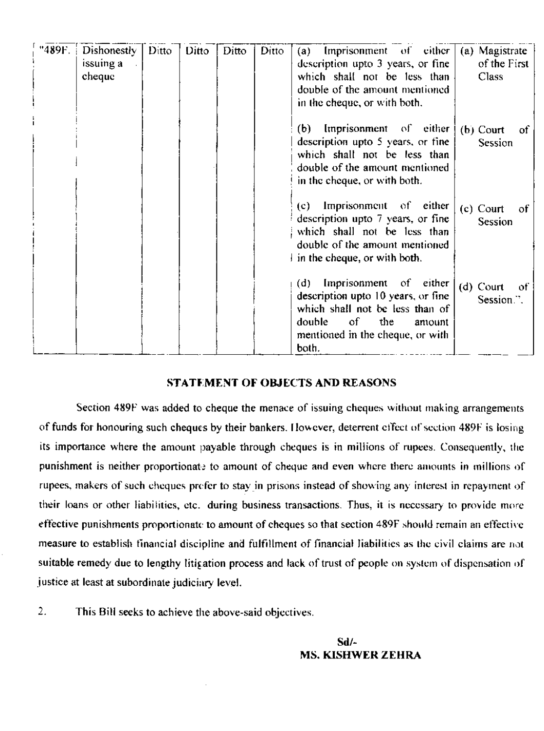| | | | | | | | |
|---|---|---|---|---|---|---|---|
| "489F. | Dishonestly issuing a cheque | Ditto | Ditto | Ditto | Ditto | (a) Imprisonment of either description upto 3 years, or fine which shall not be less than double of the amount mentioned in the cheque, or with both. | (a) Magistrate of the First Class |
| | | | | | | (b) Imprisonment of either description upto 5 years, or fine which shall not be less than double of the amount mentioned in the cheque, or with both. | (b) Court of Session |
| | | | | | | (c) Imprisonment of either description upto 7 years, or fine which shall not be less than double of the amount mentioned in the cheque, or with both. | (c) Court of Session |
| | | | | | | (d) Imprisonment of either description upto 10 years, or fine which shall not be less than of double of the amount mentioned in the cheque, or with both. | (d) Court of Session.". |

## STATEMENT OF OBJECTS AND REASONS

Section 489F was added to cheque the menace of issuing cheques without making arrangements of funds for honouring such cheques by their bankers. However, deterrent effect of section 489F is losing its importance where the amount payable through cheques is in millions of rupees. Consequently, the punishment is neither proportionate to amount of cheque and even where there amounts in millions of rupees, makers of such cheques prefer to stay in prisons instead of showing any interest in repayment of their loans or other liabilities, etc. during business transactions. Thus, it is necessary to provide more effective punishments proportionate to amount of cheques so that section 489F should remain an effective measure to establish financial discipline and fulfillment of financial liabilities as the civil claims are not suitable remedy due to lengthy litigation process and lack of trust of people on system of dispensation of justice at least at subordinate judiciary level.

2. This Bill seeks to achieve the above-said objectives.

**Sd/-**
**MS. KISHWER ZEHRA**